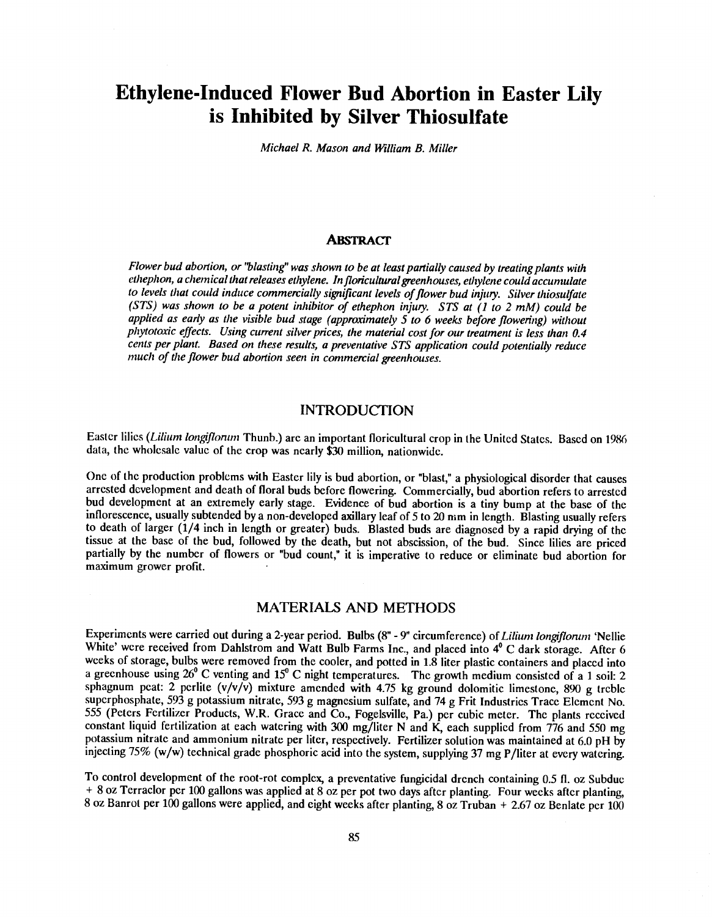# Ethylene-Induced Flower Bud Abortion in Easter Lily is Inhibited by Silver Thiosulfate

*Michael R. Mason and William B. Miller*

## ABSTRACT

*Flower bud abortion, or "blasting" was shown to be at least partially caused by treating plants with ethephon, a chemical that releases ethylene. In floricultural greenhouses, ethylene could accumulate to levels that could induce commercially significant levels of flower bud injury. Silver thiosulfate (STS) was shown to be a potent inhibitor of ethephon injury. STS at (1 to 2 mM) could be applied as early as the visible bud stage (approximately 5 to 6 weeks before flowering) without phytotoxic effects. Using current silver prices, the material cost for our treatment is less than 0.4 cents per plant. Based on these results, a preventative STS application could potentially reduce much of the flower bud abortion seen in commercial greenhouses.*

## INTRODUCTION

Easter lilies (*Lilium longiflorum* Thunb.) are an important floricultural crop in the United States. Based on 1986 data, the wholesale value of the crop was nearly $30 million, nationwide.

One of the production problems with Easter lily is bud abortion, or "blast," a physiological disorder that causes arrested development and death of floral buds before flowering. Commercially, bud abortion refers to arrested bud development at an extremely early stage. Evidence of bud abortion is a tiny bump at the base of the inflorescence, usually subtended by a non-developed axillary leaf of 5 to 20 mm in length. Blasting usually refers to death of larger (1/4 inch in length or greater) buds. Blasted buds are diagnosed by a rapid drying of the tissue at the base of the bud, followed by the death, but not abscission, of the bud. Since lilies are priced partially by the number of flowers or "bud count," it is imperative to reduce or eliminate bud abortion for maximum grower profit.

## MATERIALS AND METHODS

Experiments were carried out during a 2-year period. Bulbs (8" - 9" circumference) of *Lilium longiflorum* 'Nellie White' were received from Dahlstrom and Watt Bulb Farms Inc., and placed into 4° C dark storage. After 6 weeks of storage, bulbs were removed from the cooler, and potted in 1.8 liter plastic containers and placed into a greenhouse using 26° C venting and 15° C night temperatures. The growth medium consisted of a 1 soil: 2 sphagnum peat: 2 perlite (v/v/v) mixture amended with 4.75 kg ground dolomitic limestone, 890 g treble superphosphate, 593 g potassium nitrate, 593 g magnesium sulfate, and 74 g Frit Industries Trace Element No. 555 (Peters Fertilizer Products, W.R. Grace and Co., Fogelsville, Pa.) per cubic meter. The plants received constant liquid fertilization at each watering with 300 mg/liter N and K, each supplied from 776 and 550 mg potassium nitrate and ammonium nitrate per liter, respectively. Fertilizer solution was maintained at 6.0 pH by injecting 75% (w/w) technical grade phosphoric acid into the system, supplying 37 mg P/liter at every watering.

To control development of the root-rot complex, a preventative fungicidal drench containing 0.5 fl. oz Subdue + 8 oz Terraclor per 100 gallons was applied at 8 oz per pot two days after planting. Four weeks after planting, 8 oz Banrot per 100 gallons were applied, and eight weeks after planting, 8 oz Truban + 2.67 oz Benlate per 100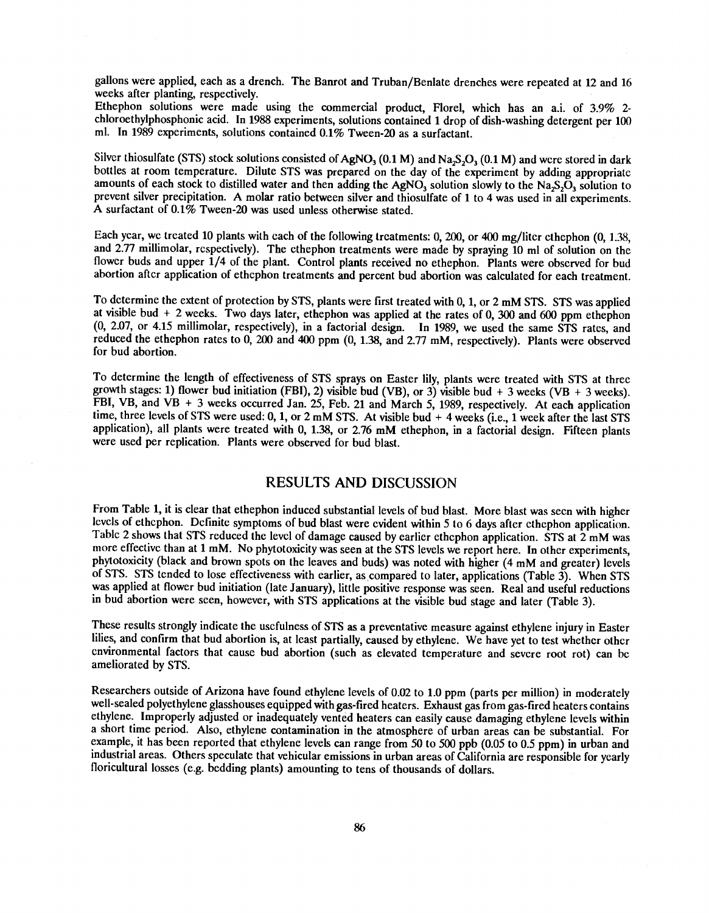gallons were applied, each as a drench. The Banrot and Truban/Benlate drenches were repeated at 12 and 16 weeks after planting, respectively.
Ethephon solutions were made using the commercial product, Florel, which has an a.i. of 3.9% 2-chloroethylphosphonic acid. In 1988 experiments, solutions contained 1 drop of dish-washing detergent per 100 ml. In 1989 experiments, solutions contained 0.1% Tween-20 as a surfactant.

Silver thiosulfate (STS) stock solutions consisted of $AgNO_3$ (0.1 M) and $Na_2S_2O_3$ (0.1 M) and were stored in dark bottles at room temperature. Dilute STS was prepared on the day of the experiment by adding appropriate amounts of each stock to distilled water and then adding the $AgNO_3$ solution slowly to the $Na_2S_2O_3$ solution to prevent silver precipitation. A molar ratio between silver and thiosulfate of 1 to 4 was used in all experiments. A surfactant of 0.1% Tween-20 was used unless otherwise stated.

Each year, we treated 10 plants with each of the following treatments: 0, 200, or 400 mg/liter ethephon (0, 1.38, and 2.77 millimolar, respectively). The ethephon treatments were made by spraying 10 ml of solution on the flower buds and upper 1/4 of the plant. Control plants received no ethephon. Plants were observed for bud abortion after application of ethephon treatments and percent bud abortion was calculated for each treatment.

To determine the extent of protection by STS, plants were first treated with 0, 1, or 2 mM STS. STS was applied at visible bud + 2 weeks. Two days later, ethephon was applied at the rates of 0, 300 and 600 ppm ethephon (0, 2.07, or 4.15 millimolar, respectively), in a factorial design. In 1989, we used the same STS rates, and reduced the ethephon rates to 0, 200 and 400 ppm (0, 1.38, and 2.77 mM, respectively). Plants were observed for bud abortion.

To determine the length of effectiveness of STS sprays on Easter lily, plants were treated with STS at three growth stages: 1) flower bud initiation (FBI), 2) visible bud (VB), or 3) visible bud + 3 weeks (VB + 3 weeks). FBI, VB, and VB + 3 weeks occurred Jan. 25, Feb. 21 and March 5, 1989, respectively. At each application time, three levels of STS were used: 0, 1, or 2 mM STS. At visible bud + 4 weeks (i.e., 1 week after the last STS application), all plants were treated with 0, 1.38, or 2.76 mM ethephon, in a factorial design. Fifteen plants were used per replication. Plants were observed for bud blast.

## RESULTS AND DISCUSSION

From Table 1, it is clear that ethephon induced substantial levels of bud blast. More blast was seen with higher levels of ethephon. Definite symptoms of bud blast were evident within 5 to 6 days after ethephon application. Table 2 shows that STS reduced the level of damage caused by earlier ethephon application. STS at 2 mM was more effective than at 1 mM. No phytotoxicity was seen at the STS levels we report here. In other experiments, phytotoxicity (black and brown spots on the leaves and buds) was noted with higher (4 mM and greater) levels of STS. STS tended to lose effectiveness with earlier, as compared to later, applications (Table 3). When STS was applied at flower bud initiation (late January), little positive response was seen. Real and useful reductions in bud abortion were seen, however, with STS applications at the visible bud stage and later (Table 3).

These results strongly indicate the usefulness of STS as a preventative measure against ethylene injury in Easter lilies, and confirm that bud abortion is, at least partially, caused by ethylene. We have yet to test whether other environmental factors that cause bud abortion (such as elevated temperature and severe root rot) can be ameliorated by STS.

Researchers outside of Arizona have found ethylene levels of 0.02 to 1.0 ppm (parts per million) in moderately well-sealed polyethylene glasshouses equipped with gas-fired heaters. Exhaust gas from gas-fired heaters contains ethylene. Improperly adjusted or inadequately vented heaters can easily cause damaging ethylene levels within a short time period. Also, ethylene contamination in the atmosphere of urban areas can be substantial. For example, it has been reported that ethylene levels can range from 50 to 500 ppb (0.05 to 0.5 ppm) in urban and industrial areas. Others speculate that vehicular emissions in urban areas of California are responsible for yearly floricultural losses (e.g. bedding plants) amounting to tens of thousands of dollars.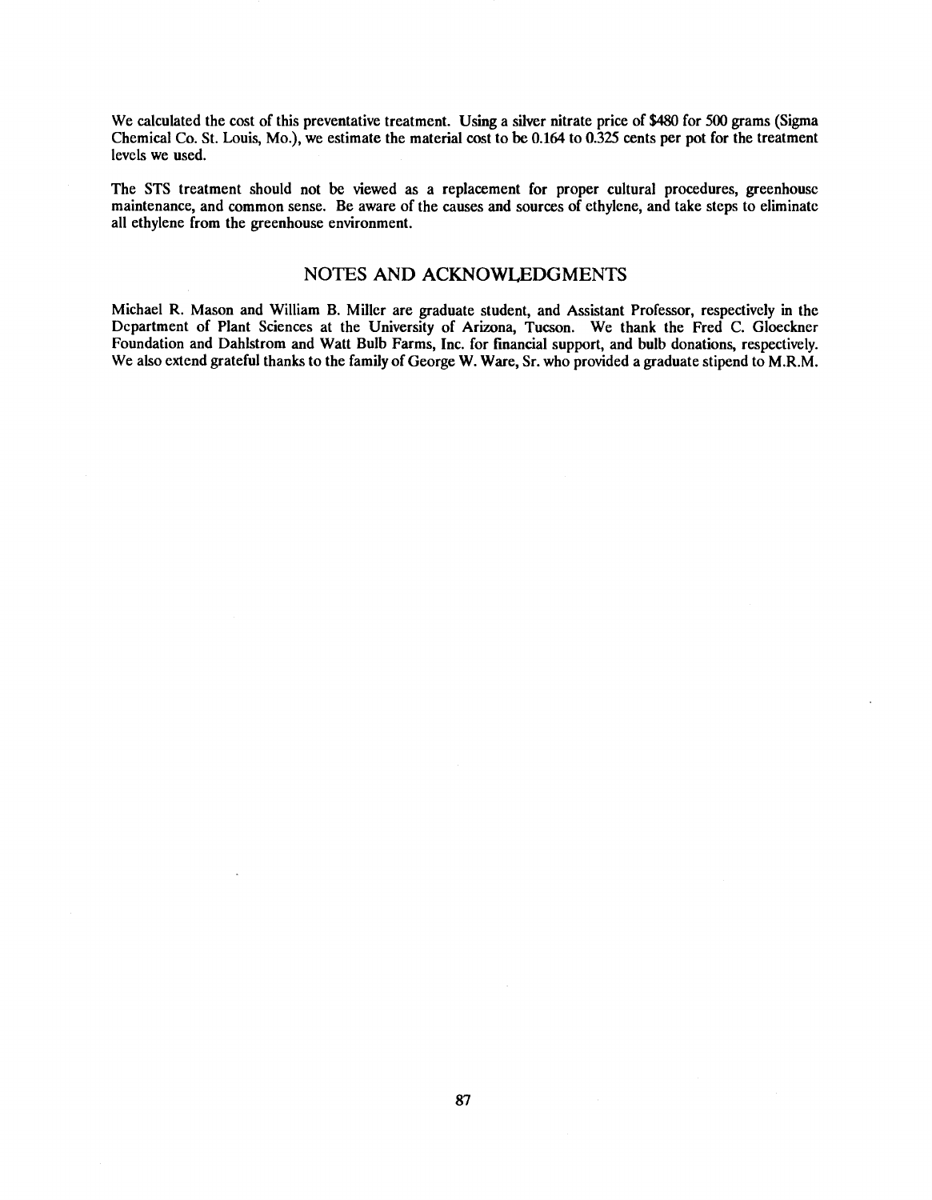We calculated the cost of this preventative treatment. Using a silver nitrate price of $480 for 500 grams (Sigma Chemical Co. St. Louis, Mo.), we estimate the material cost to be 0.164 to 0.325 cents per pot for the treatment levels we used.

The STS treatment should not be viewed as a replacement for proper cultural procedures, greenhouse maintenance, and common sense. Be aware of the causes and sources of ethylene, and take steps to eliminate all ethylene from the greenhouse environment.

## NOTES AND ACKNOWLEDGMENTS

Michael R. Mason and William B. Miller are graduate student, and Assistant Professor, respectively in the Department of Plant Sciences at the University of Arizona, Tucson. We thank the Fred C. Gloeckner Foundation and Dahlstrom and Watt Bulb Farms, Inc. for financial support, and bulb donations, respectively. We also extend grateful thanks to the family of George W. Ware, Sr. who provided a graduate stipend to M.R.M.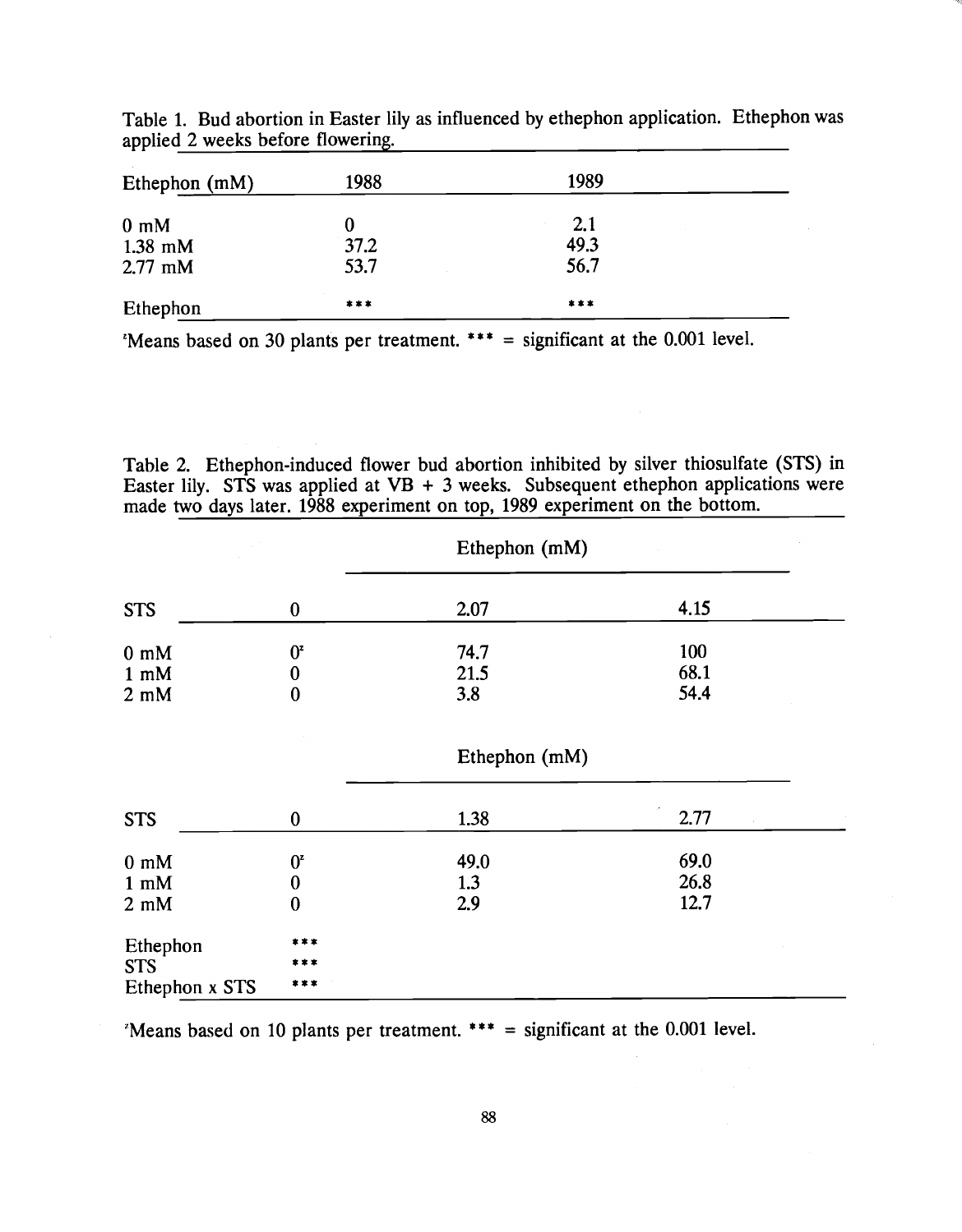Table 1. Bud abortion in Easter lily as influenced by ethephon application. Ethephon was applied 2 weeks before flowering.

| Ethephon (mM) | 1988 | 1989 |
|---|---|---|
| 0 mM | 0 | 2.1 |
| 1.38 mM | 37.2 | 49.3 |
| 2.77 mM | 53.7 | 56.7 |
| Ethephon | *** | *** |

[z]Means based on 30 plants per treatment. *** = significant at the 0.001 level.

Table 2. Ethephon-induced flower bud abortion inhibited by silver thiosulfate (STS) in Easter lily. STS was applied at VB + 3 weeks. Subsequent ethephon applications were made two days later. 1988 experiment on top, 1989 experiment on the bottom.

| | Ethephon (mM) | | |
|---|---|---|---|
| STS | 0 | 2.07 | 4.15 |
| 0 mM | 0[z] | 74.7 | 100 |
| 1 mM | 0 | 21.5 | 68.1 |
| 2 mM | 0 | 3.8 | 54.4 |

| | Ethephon (mM) | | |
|---|---|---|---|
| STS | 0 | 1.38 | 2.77 |
| 0 mM | 0[z] | 49.0 | 69.0 |
| 1 mM | 0 | 1.3 | 26.8 |
| 2 mM | 0 | 2.9 | 12.7 |
| Ethephon | *** | | |
| STS | *** | | |
| Ethephon x STS | *** | | |

[z]Means based on 10 plants per treatment. *** = significant at the 0.001 level.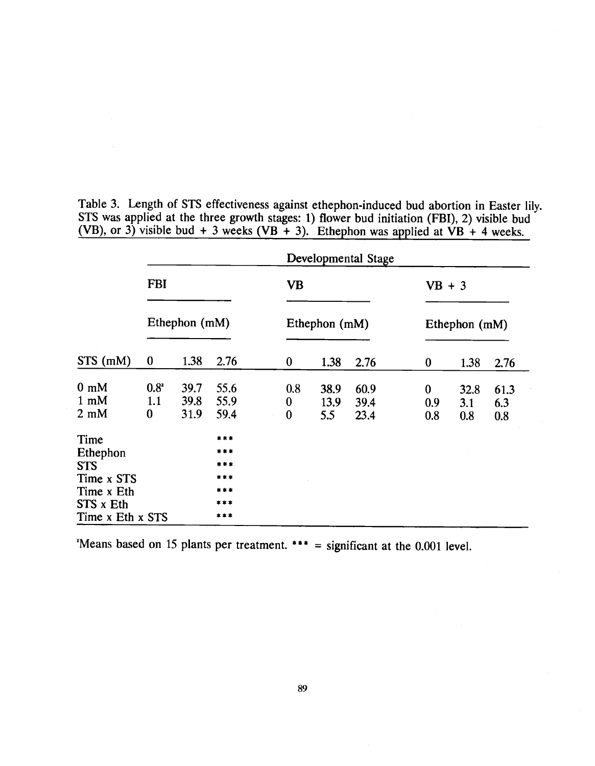Table 3. Length of STS effectiveness against ethephon-induced bud abortion in Easter lily. STS was applied at the three growth stages: 1) flower bud initiation (FBI), 2) visible bud (VB), or 3) visible bud + 3 weeks (VB + 3). Ethephon was applied at VB + 4 weeks.

| | Developmental Stage | | | | | | | | |
|---|---|---|---|---|---|---|---|---|---|
| | FBI | | | VB | | | VB + 3 | | |
| | Ethephon (mM) | | | Ethephon (mM) | | | Ethephon (mM) | | |
| STS (mM) | 0 | 1.38 | 2.76 | 0 | 1.38 | 2.76 | 0 | 1.38 | 2.76 |
| 0 mM | 0.8[z] | 39.7 | 55.6 | 0.8 | 38.9 | 60.9 | 0 | 32.8 | 61.3 |
| 1 mM | 1.1 | 39.8 | 55.9 | 0 | 13.9 | 39.4 | 0.9 | 3.1 | 6.3 |
| 2 mM | 0 | 31.9 | 59.4 | 0 | 5.5 | 23.4 | 0.8 | 0.8 | 0.8 |
| Time | | | *** | | | | | | |
| Ethephon | | | *** | | | | | | |
| STS | | | *** | | | | | | |
| Time x STS | | | *** | | | | | | |
| Time x Eth | | | *** | | | | | | |
| STS x Eth | | | *** | | | | | | |
| Time x Eth x STS | | | *** | | | | | | |

[z]Means based on 15 plants per treatment. *** = significant at the 0.001 level.